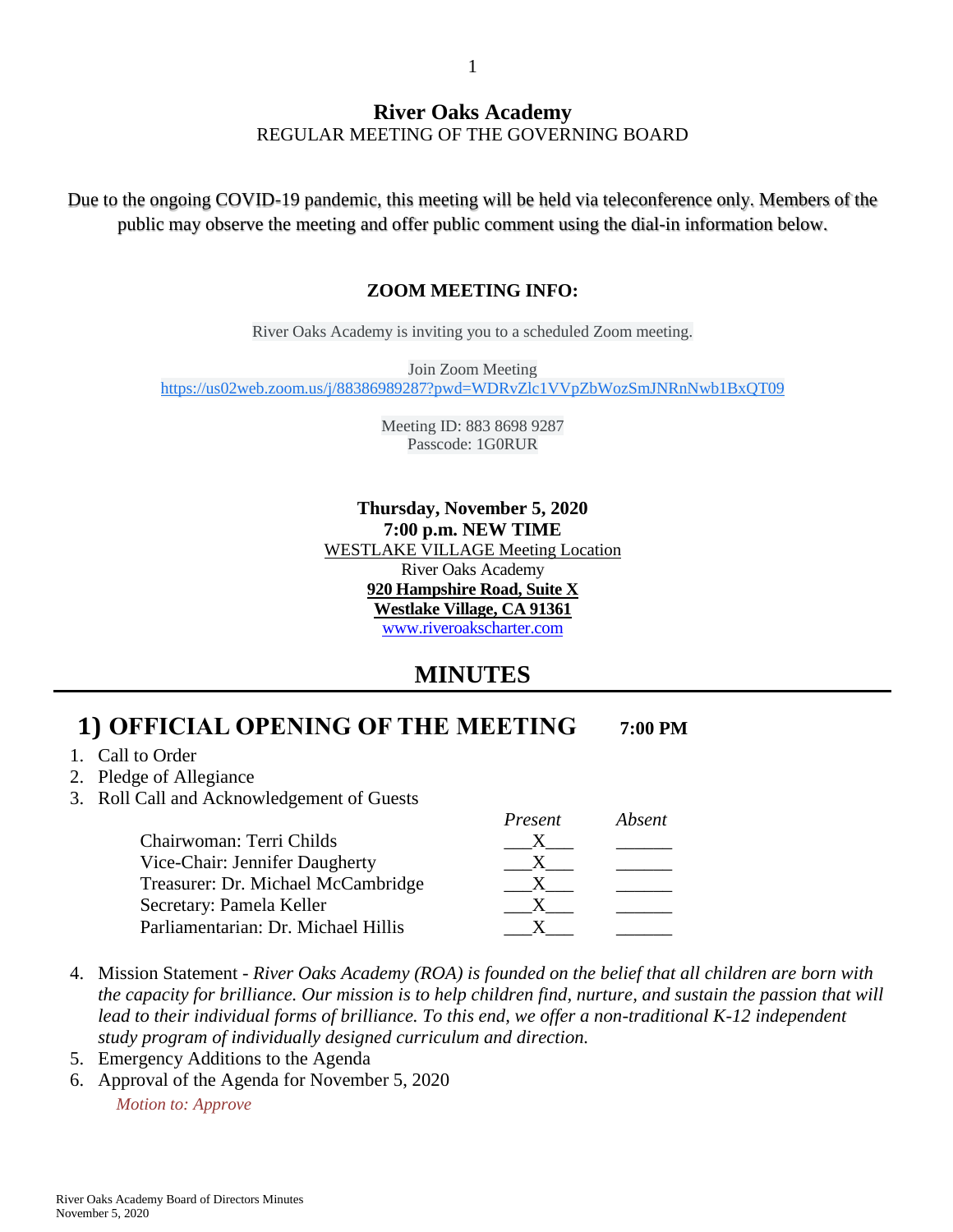# River Oaks Academy

REGULAR MEETING OF THE GOVERNING BOARD

Due to the ongoing COVID-19 pandemic, this meeting will be held via teleconference only. Members of the public may observe the meeting and offer public comment using the dial-in information below.

**ZOOM MEETING INFO:**

River Oaks Academy is inviting you to a scheduled Zoom meeting.

Join Zoom Meeting
https://us02web.zoom.us/j/88386989287?pwd=WDRvZlc1VVpZbWozSmJNRnNwb1BxQT09

Meeting ID: 883 8698 9287
Passcode: 1G0RUR

**Thursday, November 5, 2020**
**7:00 p.m. NEW TIME**
WESTLAKE VILLAGE Meeting Location
River Oaks Academy
**920 Hampshire Road, Suite X**
**Westlake Village, CA 91361**
www.riveroakscharter.com

## MINUTES

## 1) OFFICIAL OPENING OF THE MEETING 7:00 PM

1. Call to Order
2. Pledge of Allegiance
3. Roll Call and Acknowledgement of Guests

| | *Present* | *Absent* |
|---|---|---|
| Chairwoman: Terri Childs | X | |
| Vice-Chair: Jennifer Daugherty | X | |
| Treasurer: Dr. Michael McCambridge | X | |
| Secretary: Pamela Keller | X | |
| Parliamentarian: Dr. Michael Hillis | X | |

4. Mission Statement - *River Oaks Academy (ROA) is founded on the belief that all children are born with the capacity for brilliance. Our mission is to help children find, nurture, and sustain the passion that will lead to their individual forms of brilliance. To this end, we offer a non-traditional K-12 independent study program of individually designed curriculum and direction.*
5. Emergency Additions to the Agenda
6. Approval of the Agenda for November 5, 2020

   *Motion to: Approve*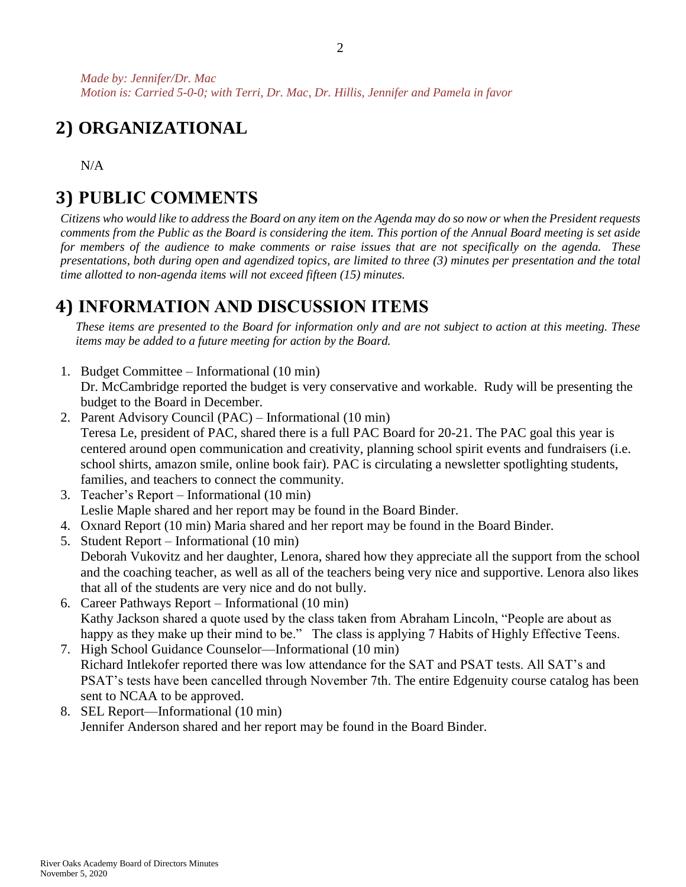*Made by: Jennifer/Dr. Mac*
*Motion is: Carried 5-0-0; with Terri, Dr. Mac, Dr. Hillis, Jennifer and Pamela in favor*

## 2) ORGANIZATIONAL

N/A

## 3) PUBLIC COMMENTS

*Citizens who would like to address the Board on any item on the Agenda may do so now or when the President requests comments from the Public as the Board is considering the item. This portion of the Annual Board meeting is set aside for members of the audience to make comments or raise issues that are not specifically on the agenda. These presentations, both during open and agendized topics, are limited to three (3) minutes per presentation and the total time allotted to non-agenda items will not exceed fifteen (15) minutes.*

## 4) INFORMATION AND DISCUSSION ITEMS

*These items are presented to the Board for information only and are not subject to action at this meeting. These items may be added to a future meeting for action by the Board.*

1. Budget Committee – Informational (10 min)
   Dr. McCambridge reported the budget is very conservative and workable. Rudy will be presenting the budget to the Board in December.
2. Parent Advisory Council (PAC) – Informational (10 min)
   Teresa Le, president of PAC, shared there is a full PAC Board for 20-21. The PAC goal this year is centered around open communication and creativity, planning school spirit events and fundraisers (i.e. school shirts, amazon smile, online book fair). PAC is circulating a newsletter spotlighting students, families, and teachers to connect the community.
3. Teacher's Report – Informational (10 min)
   Leslie Maple shared and her report may be found in the Board Binder.
4. Oxnard Report (10 min) Maria shared and her report may be found in the Board Binder.
5. Student Report – Informational (10 min)
   Deborah Vukovitz and her daughter, Lenora, shared how they appreciate all the support from the school and the coaching teacher, as well as all of the teachers being very nice and supportive. Lenora also likes that all of the students are very nice and do not bully.
6. Career Pathways Report – Informational (10 min)
   Kathy Jackson shared a quote used by the class taken from Abraham Lincoln, "People are about as happy as they make up their mind to be." The class is applying 7 Habits of Highly Effective Teens.
7. High School Guidance Counselor—Informational (10 min)
   Richard Intlekofer reported there was low attendance for the SAT and PSAT tests. All SAT's and PSAT's tests have been cancelled through November 7th. The entire Edgenuity course catalog has been sent to NCAA to be approved.
8. SEL Report—Informational (10 min)
   Jennifer Anderson shared and her report may be found in the Board Binder.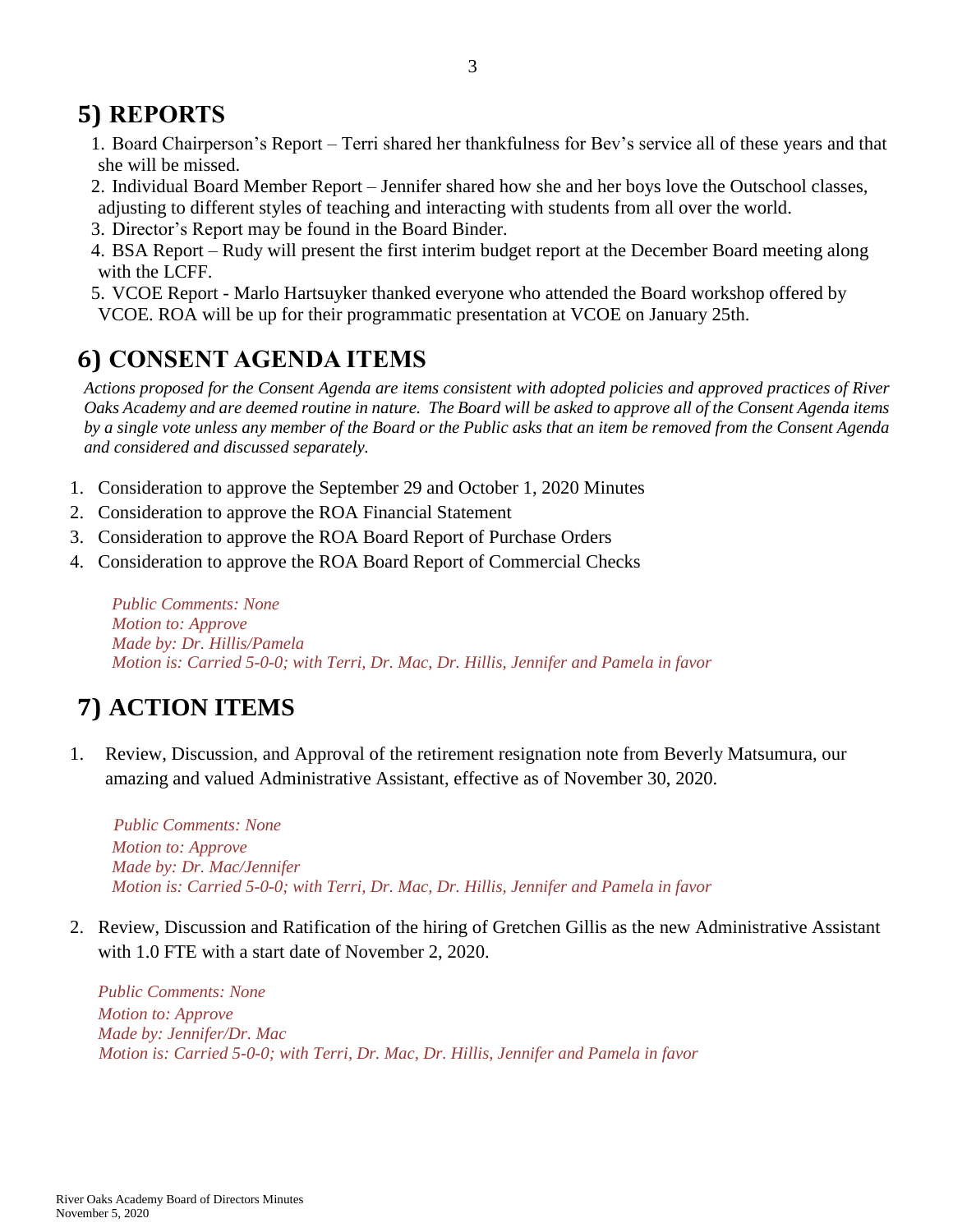## 5) REPORTS

1. Board Chairperson's Report – Terri shared her thankfulness for Bev's service all of these years and that she will be missed.
2. Individual Board Member Report – Jennifer shared how she and her boys love the Outschool classes, adjusting to different styles of teaching and interacting with students from all over the world.
3. Director's Report may be found in the Board Binder.
4. BSA Report – Rudy will present the first interim budget report at the December Board meeting along with the LCFF.
5. VCOE Report - Marlo Hartsuyker thanked everyone who attended the Board workshop offered by VCOE. ROA will be up for their programmatic presentation at VCOE on January 25th.

## 6) CONSENT AGENDA ITEMS

*Actions proposed for the Consent Agenda are items consistent with adopted policies and approved practices of River Oaks Academy and are deemed routine in nature. The Board will be asked to approve all of the Consent Agenda items by a single vote unless any member of the Board or the Public asks that an item be removed from the Consent Agenda and considered and discussed separately.*

1. Consideration to approve the September 29 and October 1, 2020 Minutes
2. Consideration to approve the ROA Financial Statement
3. Consideration to approve the ROA Board Report of Purchase Orders
4. Consideration to approve the ROA Board Report of Commercial Checks

*Public Comments: None*
*Motion to: Approve*
*Made by: Dr. Hillis/Pamela*
*Motion is: Carried 5-0-0; with Terri, Dr. Mac, Dr. Hillis, Jennifer and Pamela in favor*

## 7) ACTION ITEMS

1. Review, Discussion, and Approval of the retirement resignation note from Beverly Matsumura, our amazing and valued Administrative Assistant, effective as of November 30, 2020.

   *Public Comments: None*
   *Motion to: Approve*
   *Made by: Dr. Mac/Jennifer*
   *Motion is: Carried 5-0-0; with Terri, Dr. Mac, Dr. Hillis, Jennifer and Pamela in favor*

2. Review, Discussion and Ratification of the hiring of Gretchen Gillis as the new Administrative Assistant with 1.0 FTE with a start date of November 2, 2020.

   *Public Comments: None*
   *Motion to: Approve*
   *Made by: Jennifer/Dr. Mac*
   *Motion is: Carried 5-0-0; with Terri, Dr. Mac, Dr. Hillis, Jennifer and Pamela in favor*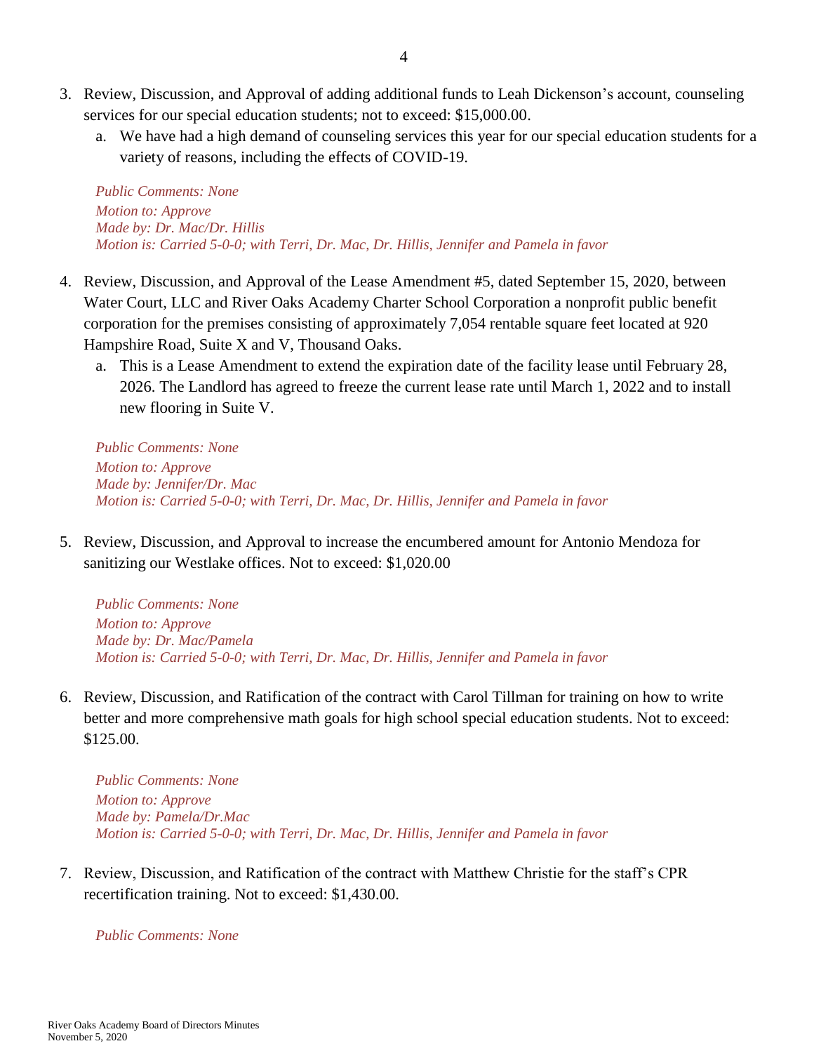3. Review, Discussion, and Approval of adding additional funds to Leah Dickenson's account, counseling services for our special education students; not to exceed: $15,000.00.
   a. We have had a high demand of counseling services this year for our special education students for a variety of reasons, including the effects of COVID-19.

   *Public Comments: None*
   *Motion to: Approve*
   *Made by: Dr. Mac/Dr. Hillis*
   *Motion is: Carried 5-0-0; with Terri, Dr. Mac, Dr. Hillis, Jennifer and Pamela in favor*

4. Review, Discussion, and Approval of the Lease Amendment #5, dated September 15, 2020, between Water Court, LLC and River Oaks Academy Charter School Corporation a nonprofit public benefit corporation for the premises consisting of approximately 7,054 rentable square feet located at 920 Hampshire Road, Suite X and V, Thousand Oaks.
   a. This is a Lease Amendment to extend the expiration date of the facility lease until February 28, 2026. The Landlord has agreed to freeze the current lease rate until March 1, 2022 and to install new flooring in Suite V.

   *Public Comments: None*
   *Motion to: Approve*
   *Made by: Jennifer/Dr. Mac*
   *Motion is: Carried 5-0-0; with Terri, Dr. Mac, Dr. Hillis, Jennifer and Pamela in favor*

5. Review, Discussion, and Approval to increase the encumbered amount for Antonio Mendoza for sanitizing our Westlake offices. Not to exceed: $1,020.00

   *Public Comments: None*
   *Motion to: Approve*
   *Made by: Dr. Mac/Pamela*
   *Motion is: Carried 5-0-0; with Terri, Dr. Mac, Dr. Hillis, Jennifer and Pamela in favor*

6. Review, Discussion, and Ratification of the contract with Carol Tillman for training on how to write better and more comprehensive math goals for high school special education students. Not to exceed: $125.00.

   *Public Comments: None*
   *Motion to: Approve*
   *Made by: Pamela/Dr.Mac*
   *Motion is: Carried 5-0-0; with Terri, Dr. Mac, Dr. Hillis, Jennifer and Pamela in favor*

7. Review, Discussion, and Ratification of the contract with Matthew Christie for the staff's CPR recertification training. Not to exceed: $1,430.00.

   *Public Comments: None*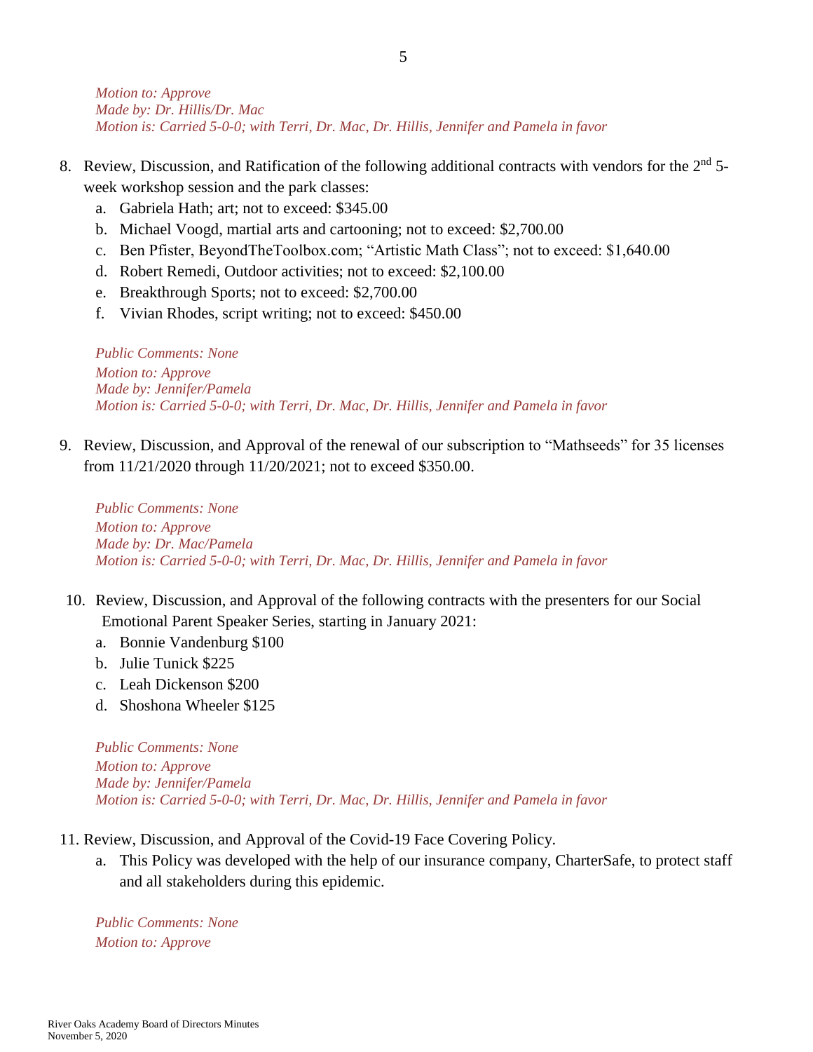*Motion to: Approve*
*Made by: Dr. Hillis/Dr. Mac*
*Motion is: Carried 5-0-0; with Terri, Dr. Mac, Dr. Hillis, Jennifer and Pamela in favor*

8. Review, Discussion, and Ratification of the following additional contracts with vendors for the 2nd 5-week workshop session and the park classes:
   a. Gabriela Hath; art; not to exceed: $345.00
   b. Michael Voogd, martial arts and cartooning; not to exceed: $2,700.00
   c. Ben Pfister, BeyondTheToolbox.com; "Artistic Math Class"; not to exceed: $1,640.00
   d. Robert Remedi, Outdoor activities; not to exceed: $2,100.00
   e. Breakthrough Sports; not to exceed: $2,700.00
   f. Vivian Rhodes, script writing; not to exceed: $450.00

   *Public Comments: None*
   *Motion to: Approve*
   *Made by: Jennifer/Pamela*
   *Motion is: Carried 5-0-0; with Terri, Dr. Mac, Dr. Hillis, Jennifer and Pamela in favor*

9. Review, Discussion, and Approval of the renewal of our subscription to "Mathseeds" for 35 licenses from 11/21/2020 through 11/20/2021; not to exceed $350.00.

   *Public Comments: None*
   *Motion to: Approve*
   *Made by: Dr. Mac/Pamela*
   *Motion is: Carried 5-0-0; with Terri, Dr. Mac, Dr. Hillis, Jennifer and Pamela in favor*

10. Review, Discussion, and Approval of the following contracts with the presenters for our Social Emotional Parent Speaker Series, starting in January 2021:
    a. Bonnie Vandenburg $100
    b. Julie Tunick $225
    c. Leah Dickenson $200
    d. Shoshona Wheeler $125

    *Public Comments: None*
    *Motion to: Approve*
    *Made by: Jennifer/Pamela*
    *Motion is: Carried 5-0-0; with Terri, Dr. Mac, Dr. Hillis, Jennifer and Pamela in favor*

11. Review, Discussion, and Approval of the Covid-19 Face Covering Policy.
    a. This Policy was developed with the help of our insurance company, CharterSafe, to protect staff and all stakeholders during this epidemic.

    *Public Comments: None*
    *Motion to: Approve*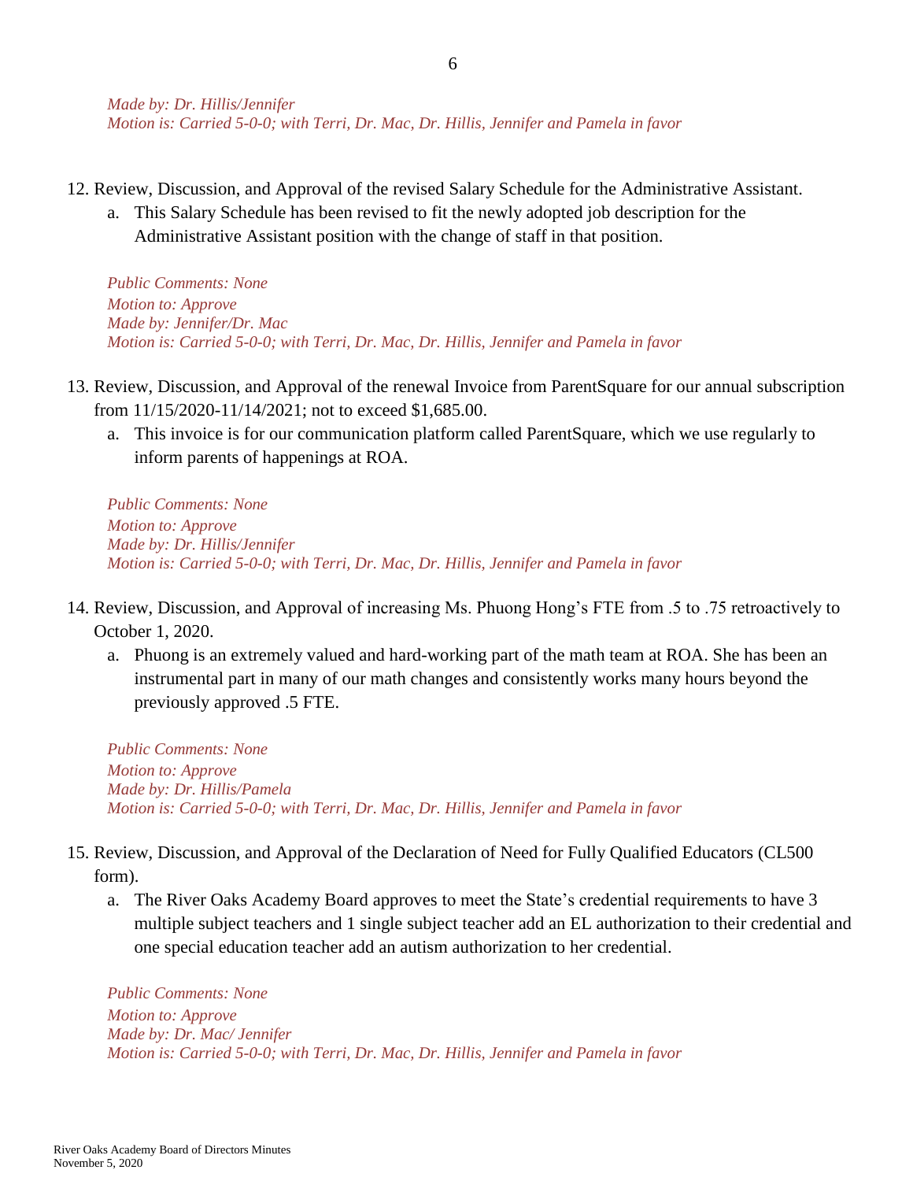*Made by: Dr. Hillis/Jennifer*
*Motion is: Carried 5-0-0; with Terri, Dr. Mac, Dr. Hillis, Jennifer and Pamela in favor*

12. Review, Discussion, and Approval of the revised Salary Schedule for the Administrative Assistant.
    a. This Salary Schedule has been revised to fit the newly adopted job description for the Administrative Assistant position with the change of staff in that position.

    *Public Comments: None*
    *Motion to: Approve*
    *Made by: Jennifer/Dr. Mac*
    *Motion is: Carried 5-0-0; with Terri, Dr. Mac, Dr. Hillis, Jennifer and Pamela in favor*

13. Review, Discussion, and Approval of the renewal Invoice from ParentSquare for our annual subscription from 11/15/2020-11/14/2021; not to exceed $1,685.00.
    a. This invoice is for our communication platform called ParentSquare, which we use regularly to inform parents of happenings at ROA.

    *Public Comments: None*
    *Motion to: Approve*
    *Made by: Dr. Hillis/Jennifer*
    *Motion is: Carried 5-0-0; with Terri, Dr. Mac, Dr. Hillis, Jennifer and Pamela in favor*

14. Review, Discussion, and Approval of increasing Ms. Phuong Hong's FTE from .5 to .75 retroactively to October 1, 2020.
    a. Phuong is an extremely valued and hard-working part of the math team at ROA. She has been an instrumental part in many of our math changes and consistently works many hours beyond the previously approved .5 FTE.

    *Public Comments: None*
    *Motion to: Approve*
    *Made by: Dr. Hillis/Pamela*
    *Motion is: Carried 5-0-0; with Terri, Dr. Mac, Dr. Hillis, Jennifer and Pamela in favor*

15. Review, Discussion, and Approval of the Declaration of Need for Fully Qualified Educators (CL500 form).
    a. The River Oaks Academy Board approves to meet the State's credential requirements to have 3 multiple subject teachers and 1 single subject teacher add an EL authorization to their credential and one special education teacher add an autism authorization to her credential.

    *Public Comments: None*
    *Motion to: Approve*
    *Made by: Dr. Mac/ Jennifer*
    *Motion is: Carried 5-0-0; with Terri, Dr. Mac, Dr. Hillis, Jennifer and Pamela in favor*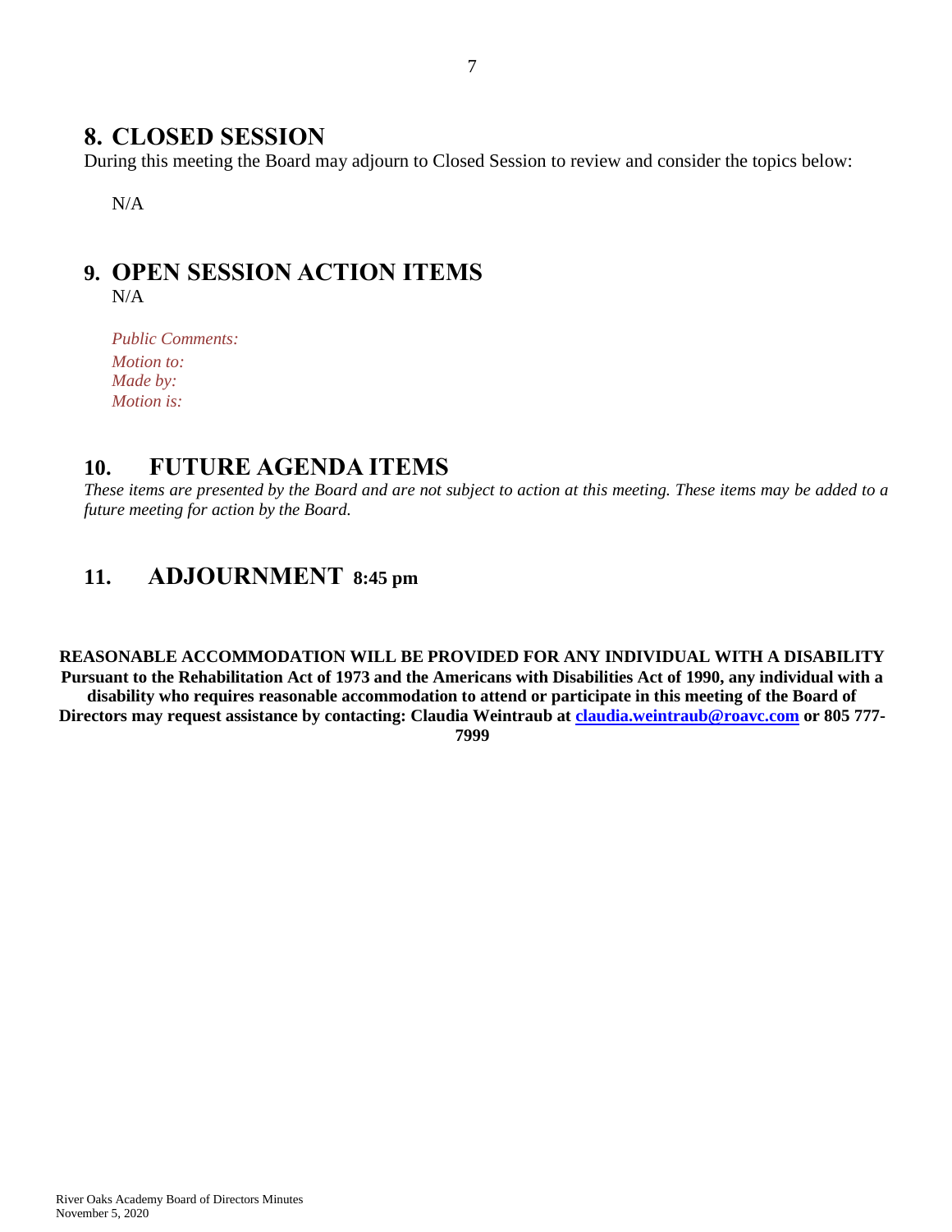# 8. CLOSED SESSION

During this meeting the Board may adjourn to Closed Session to review and consider the topics below:

N/A

# 9. OPEN SESSION ACTION ITEMS

N/A

*Public Comments:*
*Motion to:*
*Made by:*
*Motion is:*

# 10. FUTURE AGENDA ITEMS

*These items are presented by the Board and are not subject to action at this meeting. These items may be added to a future meeting for action by the Board.*

# 11. ADJOURNMENT 8:45 pm

**REASONABLE ACCOMMODATION WILL BE PROVIDED FOR ANY INDIVIDUAL WITH A DISABILITY**
**Pursuant to the Rehabilitation Act of 1973 and the Americans with Disabilities Act of 1990, any individual with a disability who requires reasonable accommodation to attend or participate in this meeting of the Board of Directors may request assistance by contacting: Claudia Weintraub at claudia.weintraub@roavc.com or 805 777-7999**